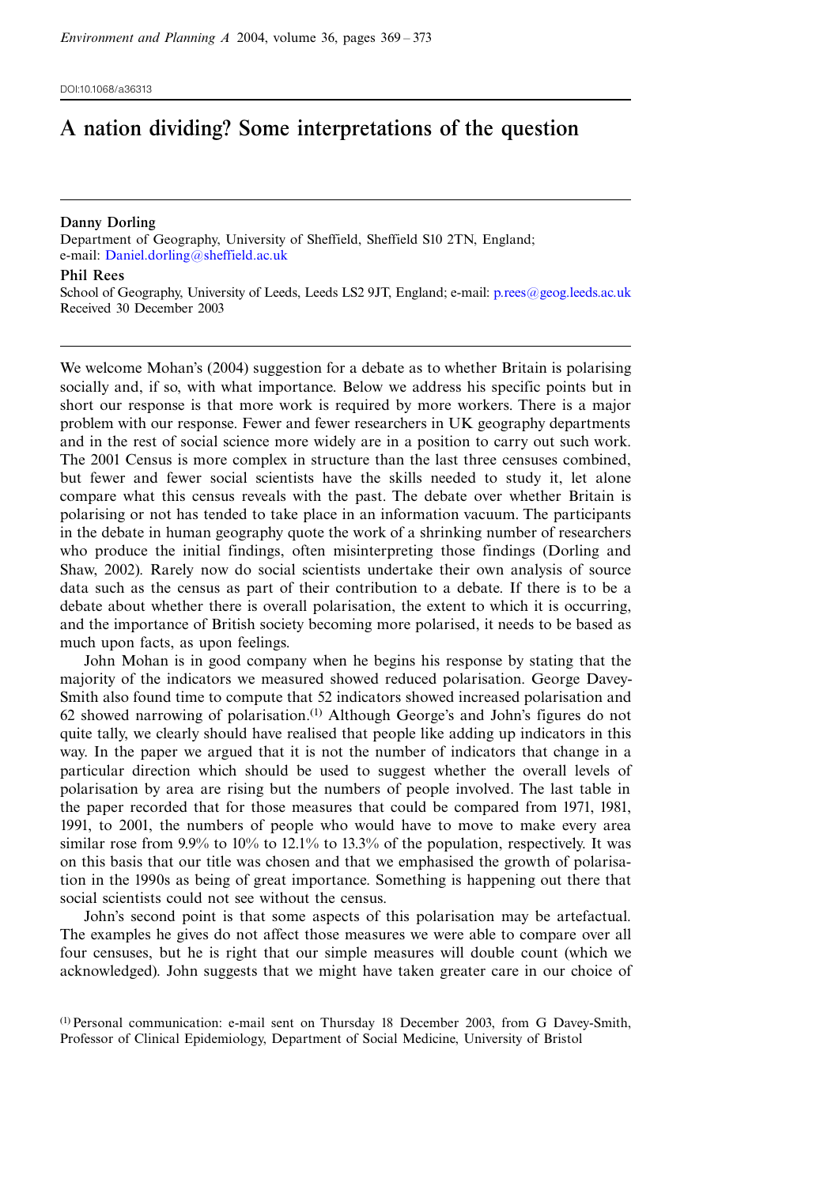DOI:10.1068/a36313

# A nation dividing? Some interpretations of the question

**Danny Dorling**
Department of Geography, University of Sheffield, Sheffield S10 2TN, England;
e-mail: Daniel.dorling@sheffield.ac.uk

**Phil Rees**
School of Geography, University of Leeds, Leeds LS2 9JT, England; e-mail: p.rees@geog.leeds.ac.uk
Received 30 December 2003

We welcome Mohan's (2004) suggestion for a debate as to whether Britain is polarising socially and, if so, with what importance. Below we address his specific points but in short our response is that more work is required by more workers. There is a major problem with our response. Fewer and fewer researchers in UK geography departments and in the rest of social science more widely are in a position to carry out such work. The 2001 Census is more complex in structure than the last three censuses combined, but fewer and fewer social scientists have the skills needed to study it, let alone compare what this census reveals with the past. The debate over whether Britain is polarising or not has tended to take place in an information vacuum. The participants in the debate in human geography quote the work of a shrinking number of researchers who produce the initial findings, often misinterpreting those findings (Dorling and Shaw, 2002). Rarely now do social scientists undertake their own analysis of source data such as the census as part of their contribution to a debate. If there is to be a debate about whether there is overall polarisation, the extent to which it is occurring, and the importance of British society becoming more polarised, it needs to be based as much upon facts, as upon feelings.

John Mohan is in good company when he begins his response by stating that the majority of the indicators we measured showed reduced polarisation. George Davey-Smith also found time to compute that 52 indicators showed increased polarisation and 62 showed narrowing of polarisation.[(1)] Although George's and John's figures do not quite tally, we clearly should have realised that people like adding up indicators in this way. In the paper we argued that it is not the number of indicators that change in a particular direction which should be used to suggest whether the overall levels of polarisation by area are rising but the numbers of people involved. The last table in the paper recorded that for those measures that could be compared from 1971, 1981, 1991, to 2001, the numbers of people who would have to move to make every area similar rose from 9.9% to 10% to 12.1% to 13.3% of the population, respectively. It was on this basis that our title was chosen and that we emphasised the growth of polarisation in the 1990s as being of great importance. Something is happening out there that social scientists could not see without the census.

John's second point is that some aspects of this polarisation may be artefactual. The examples he gives do not affect those measures we were able to compare over all four censuses, but he is right that our simple measures will double count (which we acknowledged). John suggests that we might have taken greater care in our choice of

(1) Personal communication: e-mail sent on Thursday 18 December 2003, from G Davey-Smith, Professor of Clinical Epidemiology, Department of Social Medicine, University of Bristol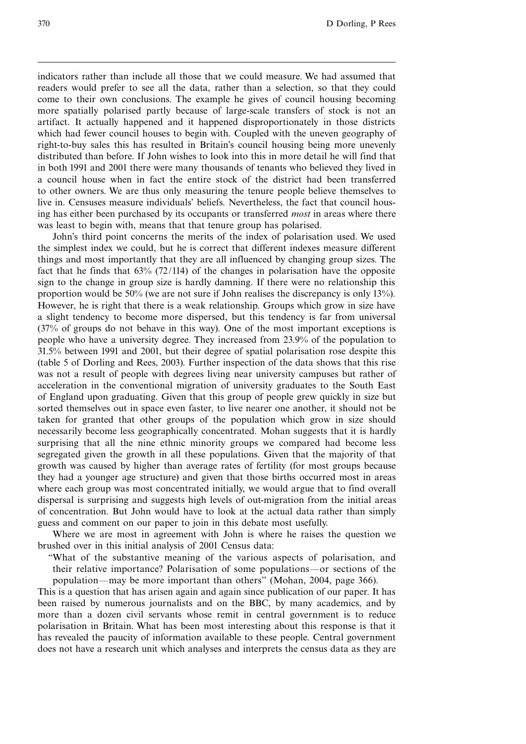indicators rather than include all those that we could measure. We had assumed that readers would prefer to see all the data, rather than a selection, so that they could come to their own conclusions. The example he gives of council housing becoming more spatially polarised partly because of large-scale transfers of stock is not an artifact. It actually happened and it happened disproportionately in those districts which had fewer council houses to begin with. Coupled with the uneven geography of right-to-buy sales this has resulted in Britain's council housing being more unevenly distributed than before. If John wishes to look into this in more detail he will find that in both 1991 and 2001 there were many thousands of tenants who believed they lived in a council house when in fact the entire stock of the district had been transferred to other owners. We are thus only measuring the tenure people believe themselves to live in. Censuses measure individuals' beliefs. Nevertheless, the fact that council housing has either been purchased by its occupants or transferred *most* in areas where there was least to begin with, means that that tenure group has polarised.

John's third point concerns the merits of the index of polarisation used. We used the simplest index we could, but he is correct that different indexes measure different things and most importantly that they are all influenced by changing group sizes. The fact that he finds that 63% (72/114) of the changes in polarisation have the opposite sign to the change in group size is hardly damning. If there were no relationship this proportion would be 50% (we are not sure if John realises the discrepancy is only 13%). However, he is right that there is a weak relationship. Groups which grow in size have a slight tendency to become more dispersed, but this tendency is far from universal (37% of groups do not behave in this way). One of the most important exceptions is people who have a university degree. They increased from 23.9% of the population to 31.5% between 1991 and 2001, but their degree of spatial polarisation rose despite this (table 5 of Dorling and Rees, 2003). Further inspection of the data shows that this rise was not a result of people with degrees living near university campuses but rather of acceleration in the conventional migration of university graduates to the South East of England upon graduating. Given that this group of people grew quickly in size but sorted themselves out in space even faster, to live nearer one another, it should not be taken for granted that other groups of the population which grow in size should necessarily become less geographically concentrated. Mohan suggests that it is hardly surprising that all the nine ethnic minority groups we compared had become less segregated given the growth in all these populations. Given that the majority of that growth was caused by higher than average rates of fertility (for most groups because they had a younger age structure) and given that those births occurred most in areas where each group was most concentrated initially, we would argue that to find overall dispersal is surprising and suggests high levels of out-migration from the initial areas of concentration. But John would have to look at the actual data rather than simply guess and comment on our paper to join in this debate most usefully.

Where we are most in agreement with John is where he raises the question we brushed over in this initial analysis of 2001 Census data:

> "What of the substantive meaning of the various aspects of polarisation, and their relative importance? Polarisation of some populations—or sections of the population—may be more important than others" (Mohan, 2004, page 366).

This is a question that has arisen again and again since publication of our paper. It has been raised by numerous journalists and on the BBC, by many academics, and by more than a dozen civil servants whose remit in central government is to reduce polarisation in Britain. What has been most interesting about this response is that it has revealed the paucity of information available to these people. Central government does not have a research unit which analyses and interprets the census data as they are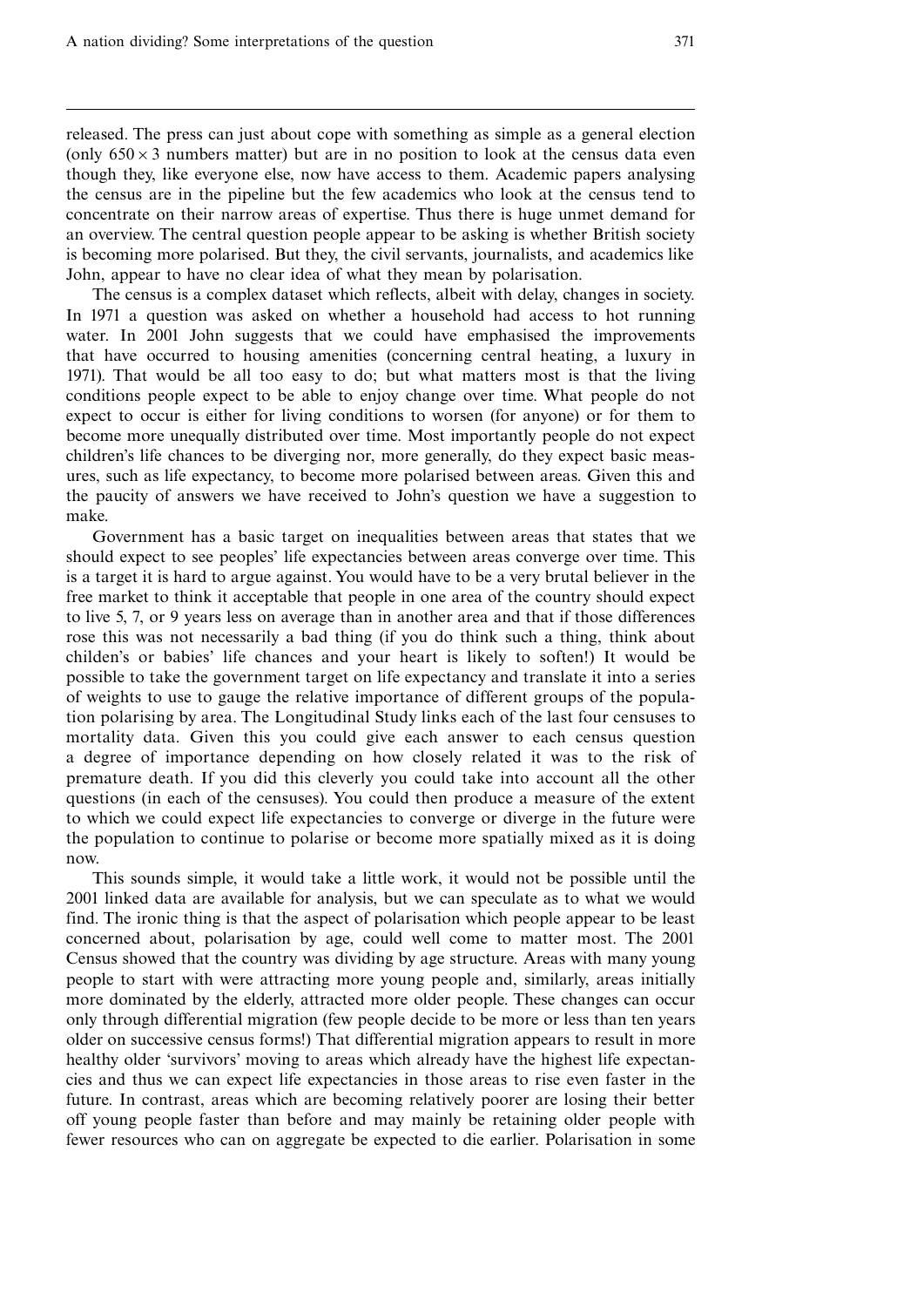released. The press can just about cope with something as simple as a general election (only $650 \times 3$ numbers matter) but are in no position to look at the census data even though they, like everyone else, now have access to them. Academic papers analysing the census are in the pipeline but the few academics who look at the census tend to concentrate on their narrow areas of expertise. Thus there is huge unmet demand for an overview. The central question people appear to be asking is whether British society is becoming more polarised. But they, the civil servants, journalists, and academics like John, appear to have no clear idea of what they mean by polarisation.

The census is a complex dataset which reflects, albeit with delay, changes in society. In 1971 a question was asked on whether a household had access to hot running water. In 2001 John suggests that we could have emphasised the improvements that have occurred to housing amenities (concerning central heating, a luxury in 1971). That would be all too easy to do; but what matters most is that the living conditions people expect to be able to enjoy change over time. What people do not expect to occur is either for living conditions to worsen (for anyone) or for them to become more unequally distributed over time. Most importantly people do not expect children's life chances to be diverging nor, more generally, do they expect basic measures, such as life expectancy, to become more polarised between areas. Given this and the paucity of answers we have received to John's question we have a suggestion to make.

Government has a basic target on inequalities between areas that states that we should expect to see peoples' life expectancies between areas converge over time. This is a target it is hard to argue against. You would have to be a very brutal believer in the free market to think it acceptable that people in one area of the country should expect to live 5, 7, or 9 years less on average than in another area and that if those differences rose this was not necessarily a bad thing (if you do think such a thing, think about childen's or babies' life chances and your heart is likely to soften!) It would be possible to take the government target on life expectancy and translate it into a series of weights to use to gauge the relative importance of different groups of the population polarising by area. The Longitudinal Study links each of the last four censuses to mortality data. Given this you could give each answer to each census question a degree of importance depending on how closely related it was to the risk of premature death. If you did this cleverly you could take into account all the other questions (in each of the censuses). You could then produce a measure of the extent to which we could expect life expectancies to converge or diverge in the future were the population to continue to polarise or become more spatially mixed as it is doing now.

This sounds simple, it would take a little work, it would not be possible until the 2001 linked data are available for analysis, but we can speculate as to what we would find. The ironic thing is that the aspect of polarisation which people appear to be least concerned about, polarisation by age, could well come to matter most. The 2001 Census showed that the country was dividing by age structure. Areas with many young people to start with were attracting more young people and, similarly, areas initially more dominated by the elderly, attracted more older people. These changes can occur only through differential migration (few people decide to be more or less than ten years older on successive census forms!) That differential migration appears to result in more healthy older 'survivors' moving to areas which already have the highest life expectancies and thus we can expect life expectancies in those areas to rise even faster in the future. In contrast, areas which are becoming relatively poorer are losing their better off young people faster than before and may mainly be retaining older people with fewer resources who can on aggregate be expected to die earlier. Polarisation in some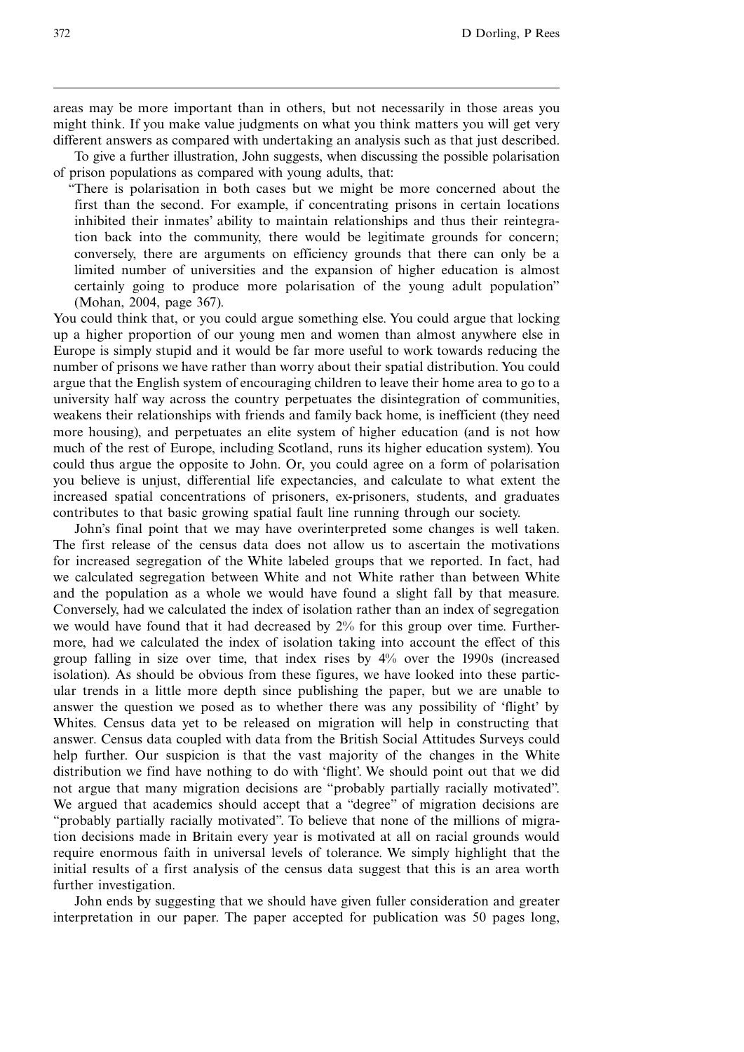areas may be more important than in others, but not necessarily in those areas you might think. If you make value judgments on what you think matters you will get very different answers as compared with undertaking an analysis such as that just described.

To give a further illustration, John suggests, when discussing the possible polarisation of prison populations as compared with young adults, that:

> "There is polarisation in both cases but we might be more concerned about the first than the second. For example, if concentrating prisons in certain locations inhibited their inmates' ability to maintain relationships and thus their reintegration back into the community, there would be legitimate grounds for concern; conversely, there are arguments on efficiency grounds that there can only be a limited number of universities and the expansion of higher education is almost certainly going to produce more polarisation of the young adult population" (Mohan, 2004, page 367).

You could think that, or you could argue something else. You could argue that locking up a higher proportion of our young men and women than almost anywhere else in Europe is simply stupid and it would be far more useful to work towards reducing the number of prisons we have rather than worry about their spatial distribution. You could argue that the English system of encouraging children to leave their home area to go to a university half way across the country perpetuates the disintegration of communities, weakens their relationships with friends and family back home, is inefficient (they need more housing), and perpetuates an elite system of higher education (and is not how much of the rest of Europe, including Scotland, runs its higher education system). You could thus argue the opposite to John. Or, you could agree on a form of polarisation you believe is unjust, differential life expectancies, and calculate to what extent the increased spatial concentrations of prisoners, ex-prisoners, students, and graduates contributes to that basic growing spatial fault line running through our society.

John's final point that we may have overinterpreted some changes is well taken. The first release of the census data does not allow us to ascertain the motivations for increased segregation of the White labeled groups that we reported. In fact, had we calculated segregation between White and not White rather than between White and the population as a whole we would have found a slight fall by that measure. Conversely, had we calculated the index of isolation rather than an index of segregation we would have found that it had decreased by 2% for this group over time. Furthermore, had we calculated the index of isolation taking into account the effect of this group falling in size over time, that index rises by 4% over the 1990s (increased isolation). As should be obvious from these figures, we have looked into these particular trends in a little more depth since publishing the paper, but we are unable to answer the question we posed as to whether there was any possibility of 'flight' by Whites. Census data yet to be released on migration will help in constructing that answer. Census data coupled with data from the British Social Attitudes Surveys could help further. Our suspicion is that the vast majority of the changes in the White distribution we find have nothing to do with 'flight'. We should point out that we did not argue that many migration decisions are "probably partially racially motivated". We argued that academics should accept that a "degree" of migration decisions are "probably partially racially motivated". To believe that none of the millions of migration decisions made in Britain every year is motivated at all on racial grounds would require enormous faith in universal levels of tolerance. We simply highlight that the initial results of a first analysis of the census data suggest that this is an area worth further investigation.

John ends by suggesting that we should have given fuller consideration and greater interpretation in our paper. The paper accepted for publication was 50 pages long,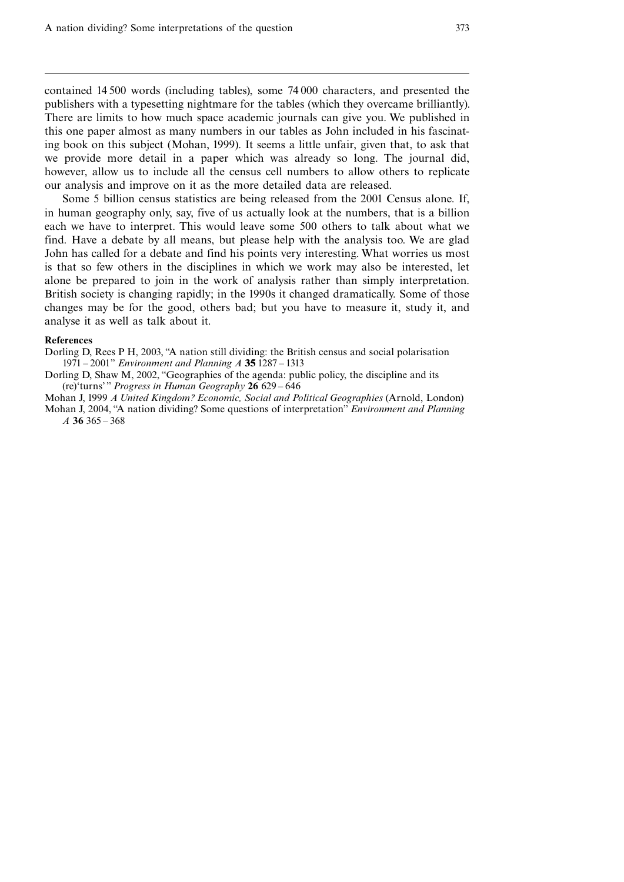contained 14 500 words (including tables), some 74 000 characters, and presented the publishers with a typesetting nightmare for the tables (which they overcame brilliantly). There are limits to how much space academic journals can give you. We published in this one paper almost as many numbers in our tables as John included in his fascinating book on this subject (Mohan, 1999). It seems a little unfair, given that, to ask that we provide more detail in a paper which was already so long. The journal did, however, allow us to include all the census cell numbers to allow others to replicate our analysis and improve on it as the more detailed data are released.

Some 5 billion census statistics are being released from the 2001 Census alone. If, in human geography only, say, five of us actually look at the numbers, that is a billion each we have to interpret. This would leave some 500 others to talk about what we find. Have a debate by all means, but please help with the analysis too. We are glad John has called for a debate and find his points very interesting. What worries us most is that so few others in the disciplines in which we work may also be interested, let alone be prepared to join in the work of analysis rather than simply interpretation. British society is changing rapidly; in the 1990s it changed dramatically. Some of those changes may be for the good, others bad; but you have to measure it, study it, and analyse it as well as talk about it.

**References**

Dorling D, Rees P H, 2003, "A nation still dividing: the British census and social polarisation 1971 – 2001" *Environment and Planning A* **35** 1287 – 1313

Dorling D, Shaw M, 2002, "Geographies of the agenda: public policy, the discipline and its (re)'turns'" *Progress in Human Geography* **26** 629 – 646

Mohan J, 1999 *A United Kingdom? Economic, Social and Political Geographies* (Arnold, London)

Mohan J, 2004, "A nation dividing? Some questions of interpretation" *Environment and Planning A* **36** 365 – 368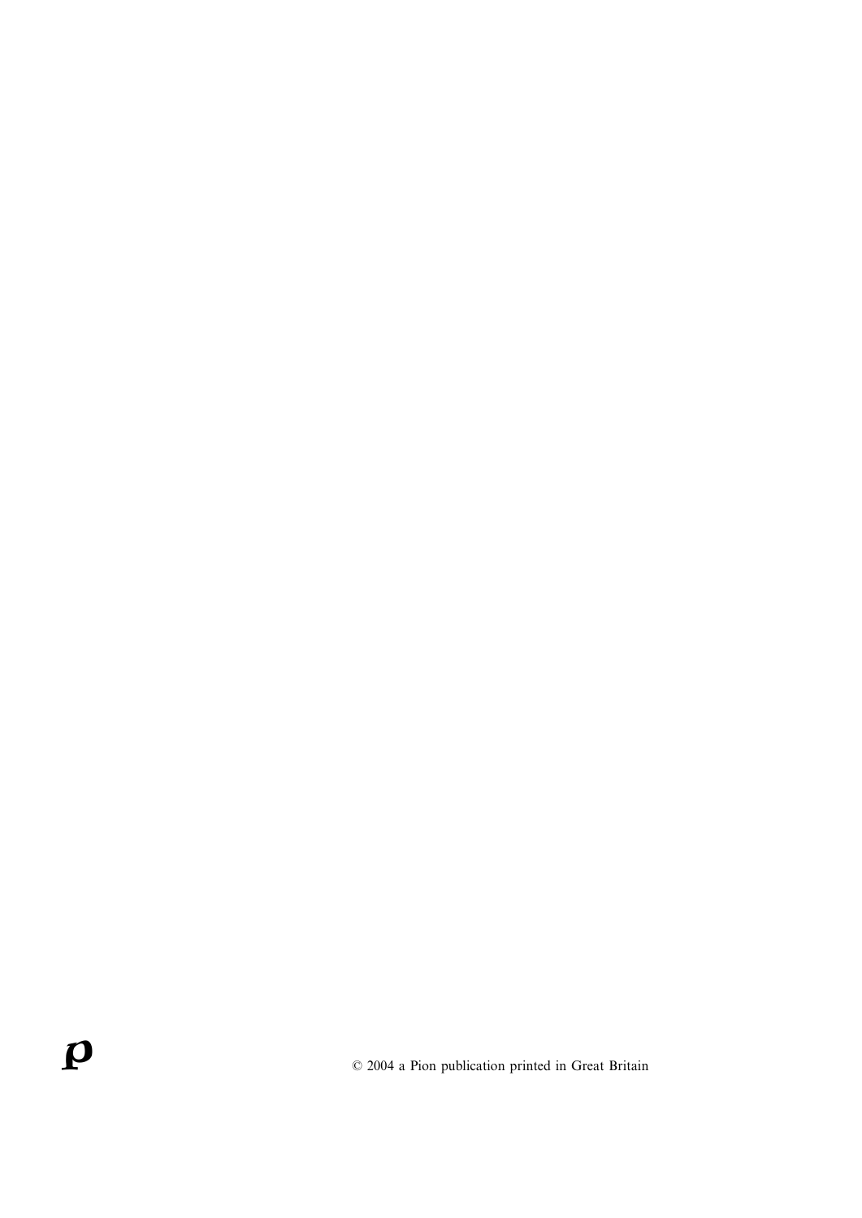p

© 2004 a Pion publication printed in Great Britain